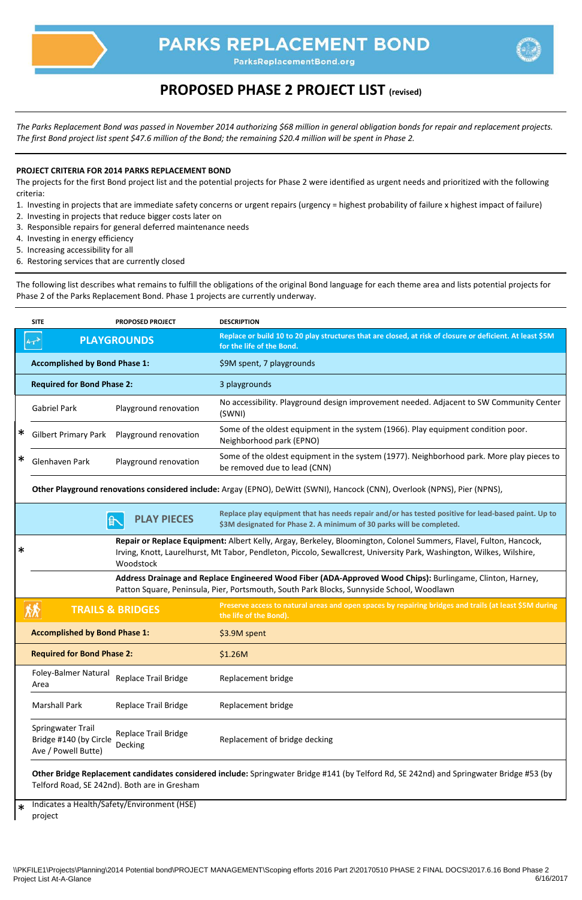# PARKS REPLACEMENT BOND

ParksReplacementBond.org

## PROPOSED PHASE 2 PROJECT LIST (revised)

*The Parks Replacement Bond was passed in November 2014 authorizing $68 million in general obligation bonds for repair and replacement projects. The first Bond project list spent $47.6 million of the Bond; the remaining $20.4 million will be spent in Phase 2.*

**PROJECT CRITERIA FOR 2014 PARKS REPLACEMENT BOND**

The projects for the first Bond project list and the potential projects for Phase 2 were identified as urgent needs and prioritized with the following criteria:

1. Investing in projects that are immediate safety concerns or urgent repairs (urgency = highest probability of failure x highest impact of failure)
2. Investing in projects that reduce bigger costs later on
3. Responsible repairs for general deferred maintenance needs
4. Investing in energy efficiency
5. Increasing accessibility for all
6. Restoring services that are currently closed

The following list describes what remains to fulfill the obligations of the original Bond language for each theme area and lists potential projects for Phase 2 of the Parks Replacement Bond. Phase 1 projects are currently underway.

| | SITE | PROPOSED PROJECT | DESCRIPTION |
|---|---|---|---|
| | **PLAYGROUNDS** | | **Replace or build 10 to 20 play structures that are closed, at risk of closure or deficient. At least $5M for the life of the Bond.** |
| | **Accomplished by Bond Phase 1:** | | $9M spent, 7 playgrounds |
| | **Required for Bond Phase 2:** | | 3 playgrounds |
| | Gabriel Park | Playground renovation | No accessibility. Playground design improvement needed. Adjacent to SW Community Center (SWNI) |
| * | Gilbert Primary Park | Playground renovation | Some of the oldest equipment in the system (1966). Play equipment condition poor. Neighborhood park (EPNO) |
| * | Glenhaven Park | Playground renovation | Some of the oldest equipment in the system (1977). Neighborhood park. More play pieces to be removed due to lead (CNN) |
| | **Other Playground renovations considered include:** Argay (EPNO), DeWitt (SWNI), Hancock (CNN), Overlook (NPNS), Pier (NPNS), | | |
| | | **PLAY PIECES** | **Replace play equipment that has needs repair and/or has tested positive for lead-based paint. Up to $3M designated for Phase 2. A minimum of 30 parks will be completed.** |
| * | | **Repair or Replace Equipment:** Albert Kelly, Argay, Berkeley, Bloomington, Colonel Summers, Flavel, Fulton, Hancock, Irving, Knott, Laurelhurst, Mt Tabor, Pendleton, Piccolo, Sewallcrest, University Park, Washington, Wilkes, Wilshire, Woodstock | |
| | | **Address Drainage and Replace Engineered Wood Fiber (ADA-Approved Wood Chips):** Burlingame, Clinton, Harney, Patton Square, Peninsula, Pier, Portsmouth, South Park Blocks, Sunnyside School, Woodlawn | |
| | **TRAILS & BRIDGES** | | **Preserve access to natural areas and open spaces by repairing bridges and trails (at least $5M during the life of the Bond).** |
| | **Accomplished by Bond Phase 1:** | | $3.9M spent |
| | **Required for Bond Phase 2:** | | $1.26M |
| | Foley-Balmer Natural Area | Replace Trail Bridge | Replacement bridge |
| | Marshall Park | Replace Trail Bridge | Replacement bridge |
| | Springwater Trail Bridge #140 (by Circle Ave / Powell Butte) | Replace Trail Bridge Decking | Replacement of bridge decking |
| | **Other Bridge Replacement candidates considered include:** Springwater Bridge #141 (by Telford Rd, SE 242nd) and Springwater Bridge #53 (by Telford Road, SE 242nd). Both are in Gresham | | |

\* Indicates a Health/Safety/Environment (HSE) project

\\PKFILE1\Projects\Planning\2014 Potential bond\PROJECT MANAGEMENT\Scoping efforts 2016 Part 2\20170510 PHASE 2 FINAL DOCS\2017.6.16 Bond Phase 2 Project List At-A-Glance 6/16/2017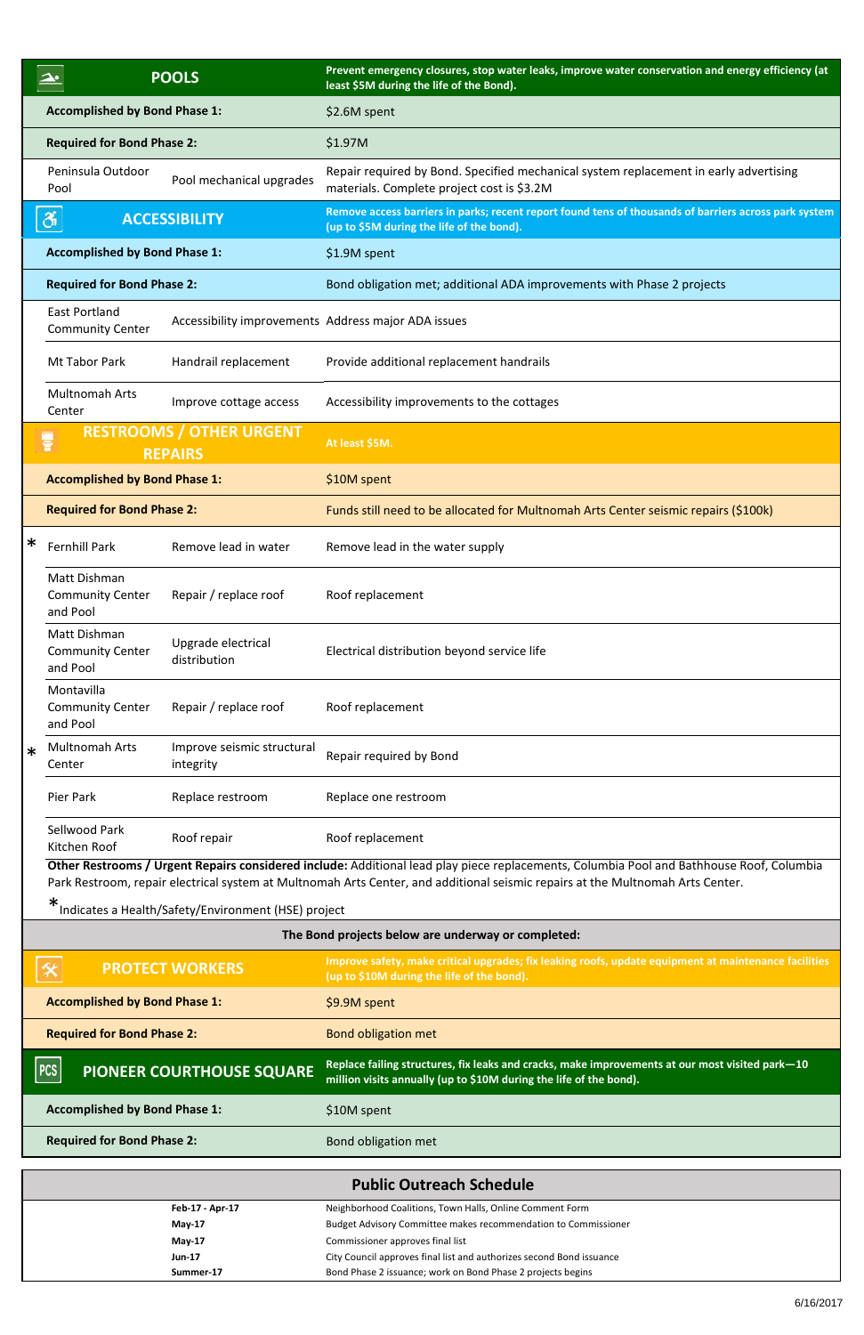| | | |
|---|---|---|
| **POOLS** | | **Prevent emergency closures, stop water leaks, improve water conservation and energy efficiency (at least $5M during the life of the Bond).** |
| **Accomplished by Bond Phase 1:** | | $2.6M spent |
| **Required for Bond Phase 2:** | | $1.97M |
| Peninsula Outdoor Pool | Pool mechanical upgrades | Repair required by Bond. Specified mechanical system replacement in early advertising materials. Complete project cost is $3.2M |
| **ACCESSIBILITY** | | **Remove access barriers in parks; recent report found tens of thousands of barriers across park system (up to $5M during the life of the bond).** |
| **Accomplished by Bond Phase 1:** | | $1.9M spent |
| **Required for Bond Phase 2:** | | Bond obligation met; additional ADA improvements with Phase 2 projects |
| East Portland Community Center | Accessibility improvements | Address major ADA issues |
| Mt Tabor Park | Handrail replacement | Provide additional replacement handrails |
| Multnomah Arts Center | Improve cottage access | Accessibility improvements to the cottages |
| **RESTROOMS / OTHER URGENT REPAIRS** | | **At least $5M.** |
| **Accomplished by Bond Phase 1:** | | $10M spent |
| **Required for Bond Phase 2:** | | Funds still need to be allocated for Multnomah Arts Center seismic repairs ($100k) |
| * Fernhill Park | Remove lead in water | Remove lead in the water supply |
| Matt Dishman Community Center and Pool | Repair / replace roof | Roof replacement |
| Matt Dishman Community Center and Pool | Upgrade electrical distribution | Electrical distribution beyond service life |
| Montavilla Community Center and Pool | Repair / replace roof | Roof replacement |
| * Multnomah Arts Center | Improve seismic structural integrity | Repair required by Bond |
| Pier Park | Replace restroom | Replace one restroom |
| Sellwood Park Kitchen Roof | Roof repair | Roof replacement |

**Other Restrooms / Urgent Repairs considered include:** Additional lead play piece replacements, Columbia Pool and Bathhouse Roof, Columbia Park Restroom, repair electrical system at Multnomah Arts Center, and additional seismic repairs at the Multnomah Arts Center.

* Indicates a Health/Safety/Environment (HSE) project

**The Bond projects below are underway or completed:**

| | | |
|---|---|---|
| **PROTECT WORKERS** | | **Improve safety, make critical upgrades; fix leaking roofs, update equipment at maintenance facilities (up to $10M during the life of the bond).** |
| **Accomplished by Bond Phase 1:** | | $9.9M spent |
| **Required for Bond Phase 2:** | | Bond obligation met |
| **PIONEER COURTHOUSE SQUARE** | | **Replace failing structures, fix leaks and cracks, make improvements at our most visited park—10 million visits annually (up to $10M during the life of the bond).** |
| **Accomplished by Bond Phase 1:** | | $10M spent |
| **Required for Bond Phase 2:** | | Bond obligation met |

## Public Outreach Schedule

| | |
|---|---|
| **Feb-17 - Apr-17** | Neighborhood Coalitions, Town Halls, Online Comment Form |
| **May-17** | Budget Advisory Committee makes recommendation to Commissioner |
| **May-17** | Commissioner approves final list |
| **Jun-17** | City Council approves final list and authorizes second Bond issuance |
| **Summer-17** | Bond Phase 2 issuance; work on Bond Phase 2 projects begins |

6/16/2017